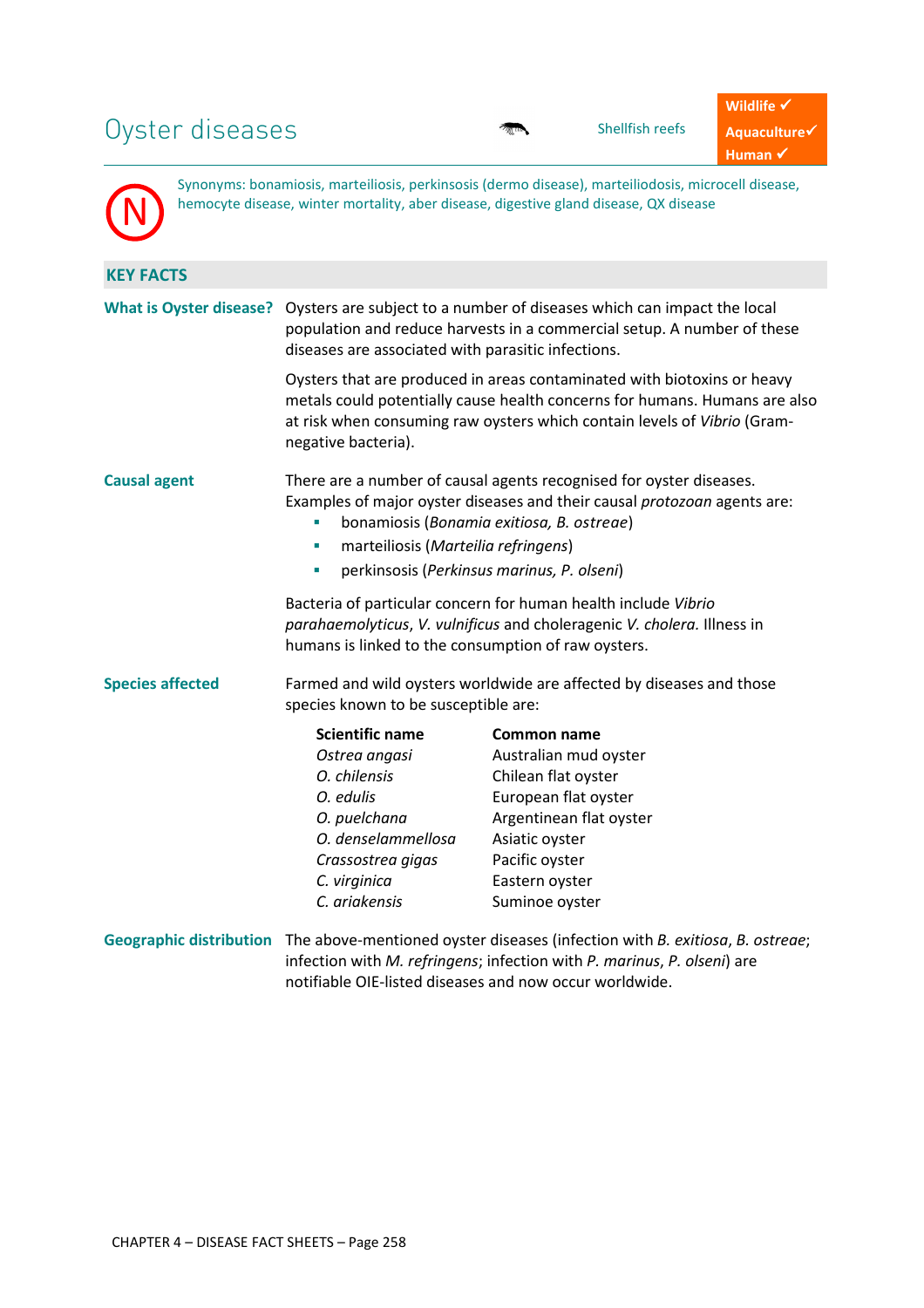# Oyster diseases

Shellfish reefs

**Wildlife ✓**
**Aquaculture✓**
**Human ✓**

N

Synonyms: bonamiosis, marteiliosis, perkinsosis (dermo disease), marteiliodosis, microcell disease, hemocyte disease, winter mortality, aber disease, digestive gland disease, QX disease

## KEY FACTS

**What is Oyster disease?**

Oysters are subject to a number of diseases which can impact the local population and reduce harvests in a commercial setup. A number of these diseases are associated with parasitic infections.

Oysters that are produced in areas contaminated with biotoxins or heavy metals could potentially cause health concerns for humans. Humans are also at risk when consuming raw oysters which contain levels of *Vibrio* (Gram-negative bacteria).

**Causal agent**

There are a number of causal agents recognised for oyster diseases. Examples of major oyster diseases and their causal *protozoan* agents are:

- bonamiosis (*Bonamia exitiosa, B. ostreae*)
- marteiliosis (*Marteilia refringens*)
- perkinsosis (*Perkinsus marinus, P. olseni*)

Bacteria of particular concern for human health include *Vibrio parahaemolyticus*, *V. vulnificus* and choleragenic *V. cholera.* Illness in humans is linked to the consumption of raw oysters.

**Species affected**

Farmed and wild oysters worldwide are affected by diseases and those species known to be susceptible are:

| Scientific name | Common name |
|---|---|
| *Ostrea angasi* | Australian mud oyster |
| *O. chilensis* | Chilean flat oyster |
| *O. edulis* | European flat oyster |
| *O. puelchana* | Argentinean flat oyster |
| *O. denselammellosa* | Asiatic oyster |
| *Crassostrea gigas* | Pacific oyster |
| *C. virginica* | Eastern oyster |
| *C. ariakensis* | Suminoe oyster |

**Geographic distribution**

The above-mentioned oyster diseases (infection with *B. exitiosa*, *B. ostreae*; infection with *M. refringens*; infection with *P. marinus*, *P. olseni*) are notifiable OIE-listed diseases and now occur worldwide.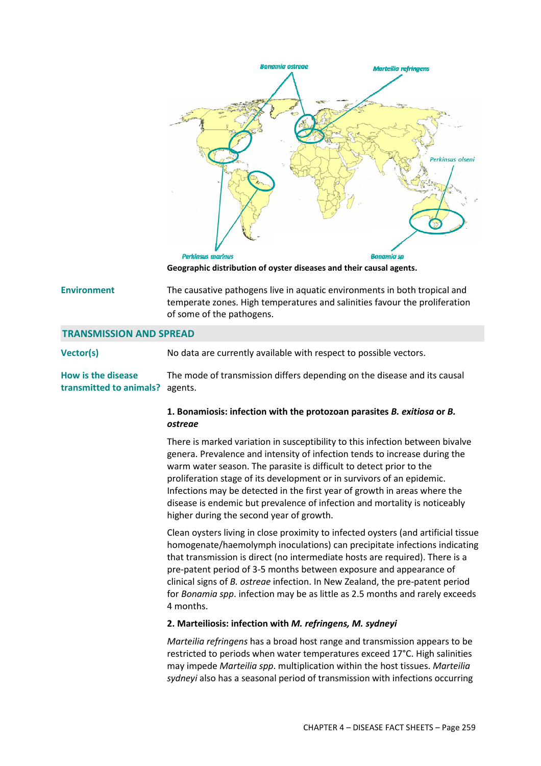Geographic distribution of oyster diseases and their causal agents.

**Environment**

The causative pathogens live in aquatic environments in both tropical and temperate zones. High temperatures and salinities favour the proliferation of some of the pathogens.

## TRANSMISSION AND SPREAD

**Vector(s)**

No data are currently available with respect to possible vectors.

**How is the disease transmitted to animals?**

The mode of transmission differs depending on the disease and its causal agents.

**1. Bonamiosis: infection with the protozoan parasites *B. exitiosa* or *B. ostreae***

There is marked variation in susceptibility to this infection between bivalve genera. Prevalence and intensity of infection tends to increase during the warm water season. The parasite is difficult to detect prior to the proliferation stage of its development or in survivors of an epidemic. Infections may be detected in the first year of growth in areas where the disease is endemic but prevalence of infection and mortality is noticeably higher during the second year of growth.

Clean oysters living in close proximity to infected oysters (and artificial tissue homogenate/haemolymph inoculations) can precipitate infections indicating that transmission is direct (no intermediate hosts are required). There is a pre-patent period of 3-5 months between exposure and appearance of clinical signs of *B. ostreae* infection. In New Zealand, the pre-patent period for *Bonamia spp*. infection may be as little as 2.5 months and rarely exceeds 4 months.

**2. Marteiliosis: infection with *M. refringens, M. sydneyi***

*Marteilia refringens* has a broad host range and transmission appears to be restricted to periods when water temperatures exceed 17°C. High salinities may impede *Marteilia spp*. multiplication within the host tissues. *Marteilia sydneyi* also has a seasonal period of transmission with infections occurring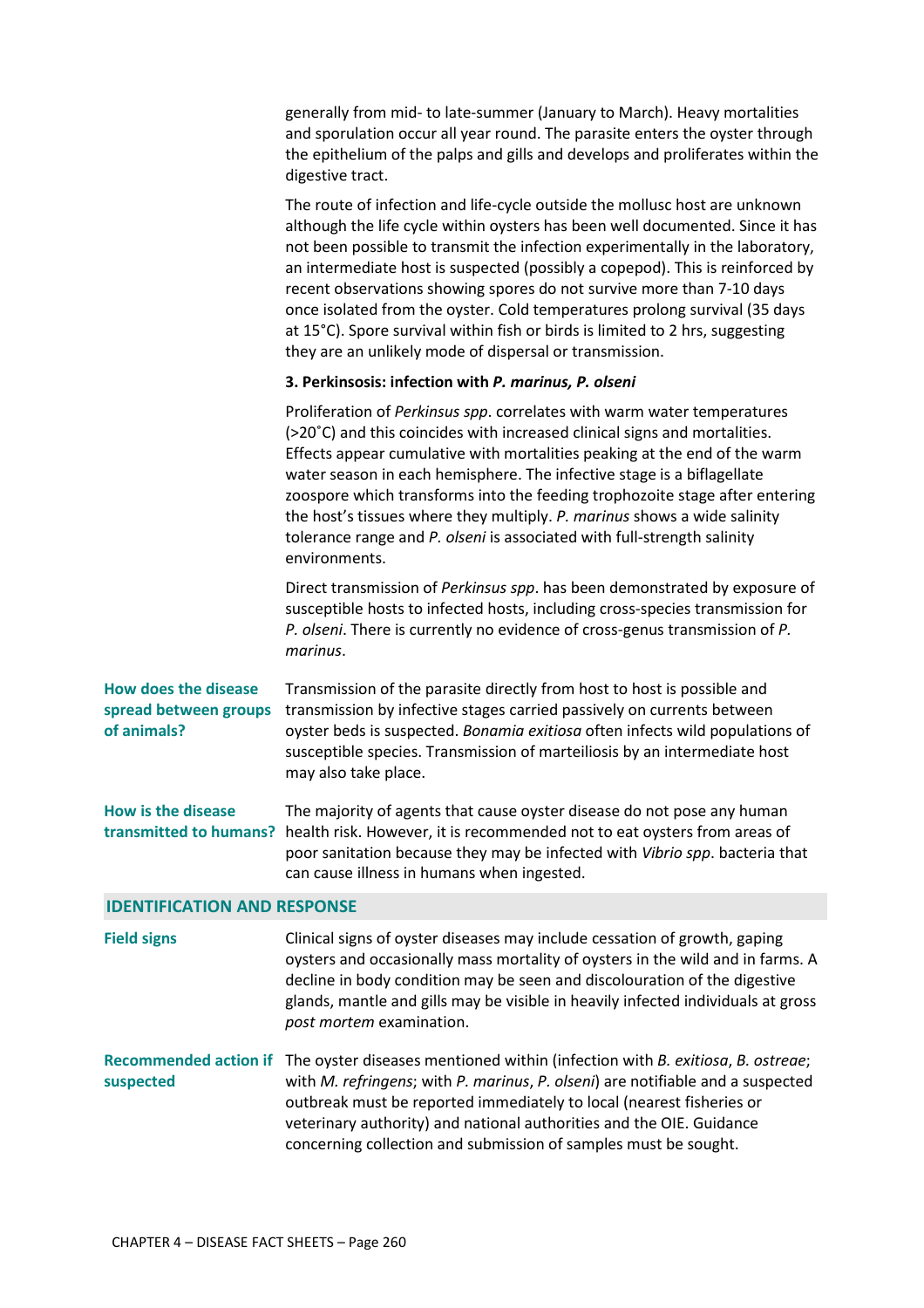generally from mid- to late-summer (January to March). Heavy mortalities and sporulation occur all year round. The parasite enters the oyster through the epithelium of the palps and gills and develops and proliferates within the digestive tract.

The route of infection and life-cycle outside the mollusc host are unknown although the life cycle within oysters has been well documented. Since it has not been possible to transmit the infection experimentally in the laboratory, an intermediate host is suspected (possibly a copepod). This is reinforced by recent observations showing spores do not survive more than 7-10 days once isolated from the oyster. Cold temperatures prolong survival (35 days at 15°C). Spore survival within fish or birds is limited to 2 hrs, suggesting they are an unlikely mode of dispersal or transmission.

**3. Perkinsosis: infection with *P. marinus, P. olseni***

Proliferation of *Perkinsus spp*. correlates with warm water temperatures (>20˚C) and this coincides with increased clinical signs and mortalities. Effects appear cumulative with mortalities peaking at the end of the warm water season in each hemisphere. The infective stage is a biflagellate zoospore which transforms into the feeding trophozoite stage after entering the host's tissues where they multiply. *P. marinus* shows a wide salinity tolerance range and *P. olseni* is associated with full-strength salinity environments.

Direct transmission of *Perkinsus spp*. has been demonstrated by exposure of susceptible hosts to infected hosts, including cross-species transmission for *P. olseni*. There is currently no evidence of cross-genus transmission of *P. marinus*.

**How does the disease spread between groups of animals?**

Transmission of the parasite directly from host to host is possible and transmission by infective stages carried passively on currents between oyster beds is suspected. *Bonamia exitiosa* often infects wild populations of susceptible species. Transmission of marteiliosis by an intermediate host may also take place.

**How is the disease transmitted to humans?**

The majority of agents that cause oyster disease do not pose any human health risk. However, it is recommended not to eat oysters from areas of poor sanitation because they may be infected with *Vibrio spp*. bacteria that can cause illness in humans when ingested.

## IDENTIFICATION AND RESPONSE

**Field signs**

Clinical signs of oyster diseases may include cessation of growth, gaping oysters and occasionally mass mortality of oysters in the wild and in farms. A decline in body condition may be seen and discolouration of the digestive glands, mantle and gills may be visible in heavily infected individuals at gross *post mortem* examination.

**Recommended action if suspected**

The oyster diseases mentioned within (infection with *B. exitiosa*, *B. ostreae*; with *M. refringens*; with *P. marinus*, *P. olseni*) are notifiable and a suspected outbreak must be reported immediately to local (nearest fisheries or veterinary authority) and national authorities and the OIE. Guidance concerning collection and submission of samples must be sought.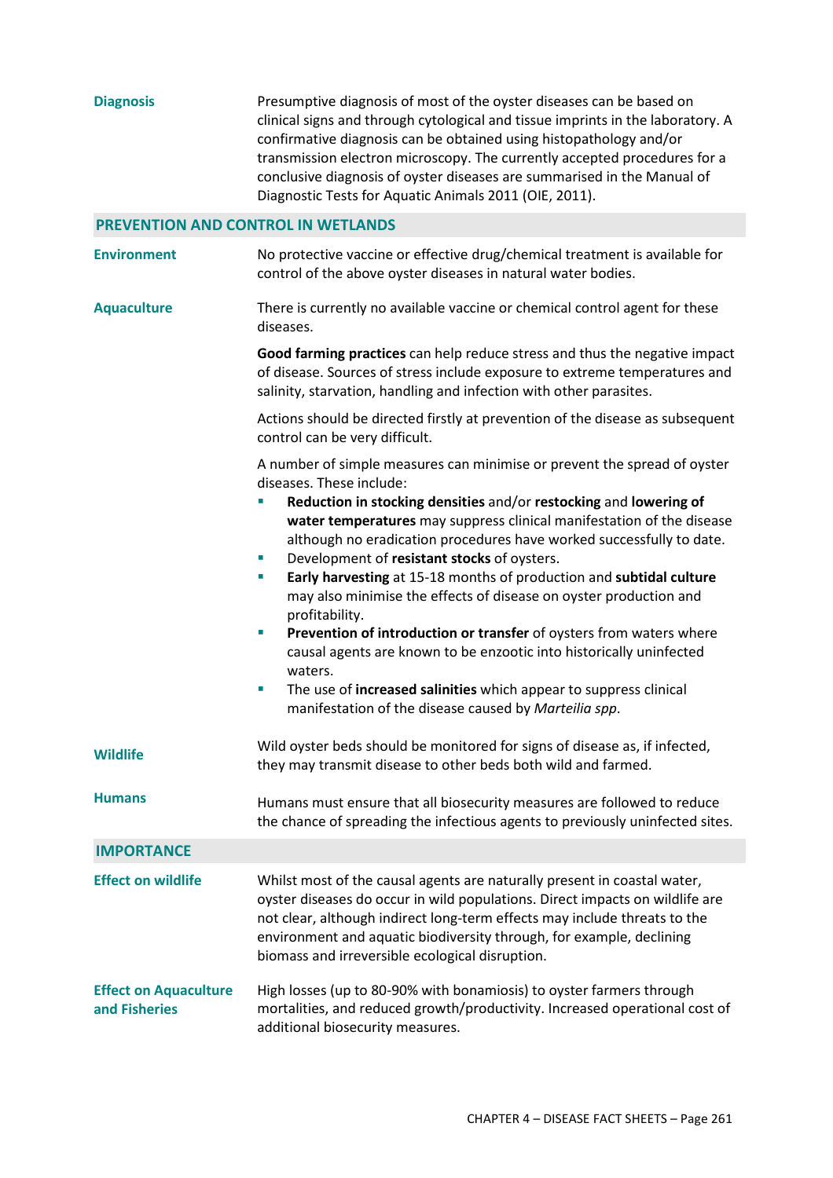**Diagnosis**

Presumptive diagnosis of most of the oyster diseases can be based on clinical signs and through cytological and tissue imprints in the laboratory. A confirmative diagnosis can be obtained using histopathology and/or transmission electron microscopy. The currently accepted procedures for a conclusive diagnosis of oyster diseases are summarised in the Manual of Diagnostic Tests for Aquatic Animals 2011 (OIE, 2011).

## PREVENTION AND CONTROL IN WETLANDS

**Environment**

No protective vaccine or effective drug/chemical treatment is available for control of the above oyster diseases in natural water bodies.

**Aquaculture**

There is currently no available vaccine or chemical control agent for these diseases.

**Good farming practices** can help reduce stress and thus the negative impact of disease. Sources of stress include exposure to extreme temperatures and salinity, starvation, handling and infection with other parasites.

Actions should be directed firstly at prevention of the disease as subsequent control can be very difficult.

A number of simple measures can minimise or prevent the spread of oyster diseases. These include:

- **Reduction in stocking densities** and/or **restocking** and **lowering of water temperatures** may suppress clinical manifestation of the disease although no eradication procedures have worked successfully to date.
- Development of **resistant stocks** of oysters.
- **Early harvesting** at 15-18 months of production and **subtidal culture** may also minimise the effects of disease on oyster production and profitability.
- **Prevention of introduction or transfer** of oysters from waters where causal agents are known to be enzootic into historically uninfected waters.
- The use of **increased salinities** which appear to suppress clinical manifestation of the disease caused by *Marteilia spp*.

**Wildlife**

Wild oyster beds should be monitored for signs of disease as, if infected, they may transmit disease to other beds both wild and farmed.

**Humans**

Humans must ensure that all biosecurity measures are followed to reduce the chance of spreading the infectious agents to previously uninfected sites.

## IMPORTANCE

**Effect on wildlife**

Whilst most of the causal agents are naturally present in coastal water, oyster diseases do occur in wild populations. Direct impacts on wildlife are not clear, although indirect long-term effects may include threats to the environment and aquatic biodiversity through, for example, declining biomass and irreversible ecological disruption.

**Effect on Aquaculture and Fisheries**

High losses (up to 80-90% with bonamiosis) to oyster farmers through mortalities, and reduced growth/productivity. Increased operational cost of additional biosecurity measures.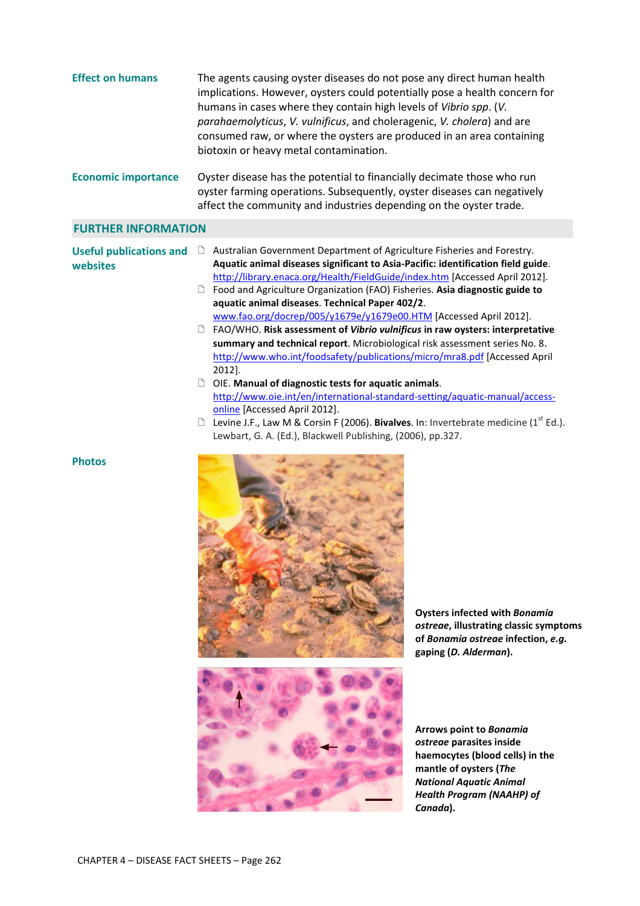**Effect on humans**

The agents causing oyster diseases do not pose any direct human health implications. However, oysters could potentially pose a health concern for humans in cases where they contain high levels of *Vibrio spp*. (*V. parahaemolyticus*, *V. vulnificus*, and choleragenic, *V. cholera*) and are consumed raw, or where the oysters are produced in an area containing biotoxin or heavy metal contamination.

**Economic importance**

Oyster disease has the potential to financially decimate those who run oyster farming operations. Subsequently, oyster diseases can negatively affect the community and industries depending on the oyster trade.

## FURTHER INFORMATION

**Useful publications and websites**

- Australian Government Department of Agriculture Fisheries and Forestry. **Aquatic animal diseases significant to Asia-Pacific: identification field guide**. http://library.enaca.org/Health/FieldGuide/index.htm [Accessed April 2012].
- Food and Agriculture Organization (FAO) Fisheries. **Asia diagnostic guide to aquatic animal diseases. Technical Paper 402/2**. www.fao.org/docrep/005/y1679e/y1679e00.HTM [Accessed April 2012].
- FAO/WHO. **Risk assessment of *Vibrio vulnificus* in raw oysters: interpretative summary and technical report**. Microbiological risk assessment series No. 8. http://www.who.int/foodsafety/publications/micro/mra8.pdf [Accessed April 2012].
- OIE. **Manual of diagnostic tests for aquatic animals**. http://www.oie.int/en/international-standard-setting/aquatic-manual/access-online [Accessed April 2012].
- Levine J.F., Law M & Corsin F (2006). **Bivalves**. In: Invertebrate medicine (1st Ed.). Lewbart, G. A. (Ed.), Blackwell Publishing, (2006), pp.327.

**Photos**

**Oysters infected with *Bonamia ostreae*, illustrating classic symptoms of *Bonamia ostreae* infection, *e.g.* gaping (*D. Alderman*).**

**Arrows point to *Bonamia ostreae* parasites inside haemocytes (blood cells) in the mantle of oysters (*The National Aquatic Animal Health Program (NAAHP) of Canada*).**